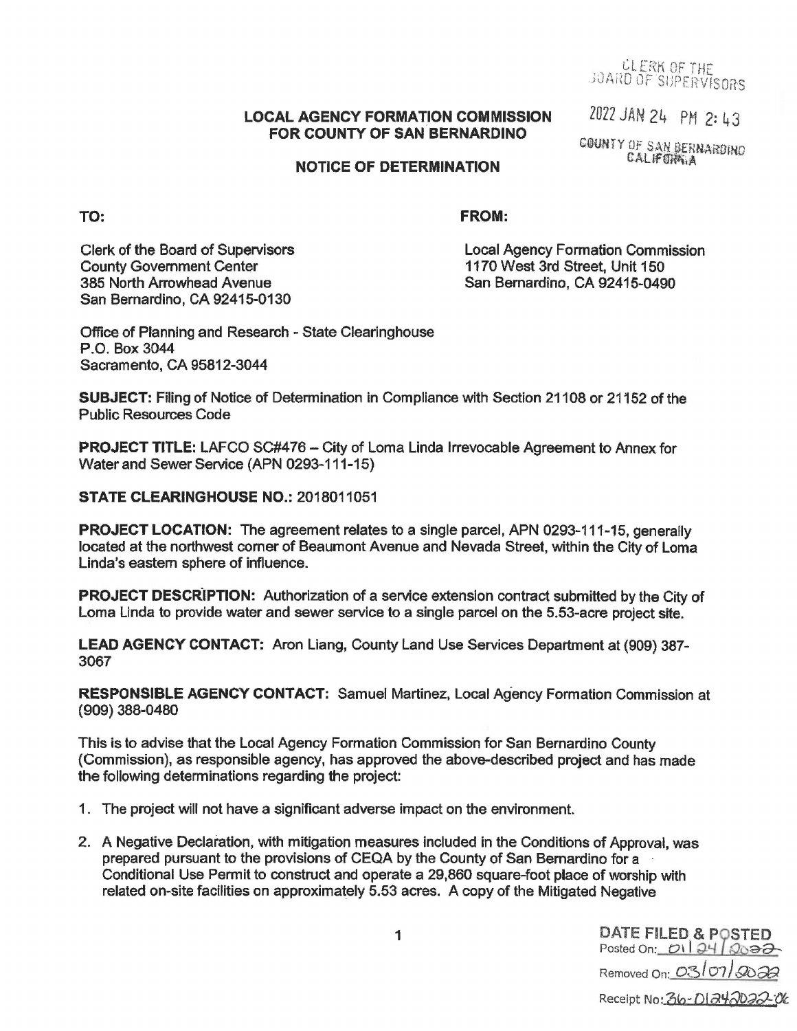CLERK OF THE
BOARD OF SUPERVISORS

2022 JAN 24 PM 2:43

COUNTY OF SAN BERNARDINO
CALIFORNIA

**LOCAL AGENCY FORMATION COMMISSION**
**FOR COUNTY OF SAN BERNARDINO**

**NOTICE OF DETERMINATION**

**TO:**

Clerk of the Board of Supervisors
County Government Center
385 North Arrowhead Avenue
San Bernardino, CA 92415-0130

Office of Planning and Research - State Clearinghouse
P.O. Box 3044
Sacramento, CA 95812-3044

**FROM:**

Local Agency Formation Commission
1170 West 3rd Street, Unit 150
San Bernardino, CA 92415-0490

**SUBJECT:** Filing of Notice of Determination in Compliance with Section 21108 or 21152 of the Public Resources Code

**PROJECT TITLE:** LAFCO SC#476 – City of Loma Linda Irrevocable Agreement to Annex for Water and Sewer Service (APN 0293-111-15)

**STATE CLEARINGHOUSE NO.:** 2018011051

**PROJECT LOCATION:** The agreement relates to a single parcel, APN 0293-111-15, generally located at the northwest corner of Beaumont Avenue and Nevada Street, within the City of Loma Linda's eastern sphere of influence.

**PROJECT DESCRIPTION:** Authorization of a service extension contract submitted by the City of Loma Linda to provide water and sewer service to a single parcel on the 5.53-acre project site.

**LEAD AGENCY CONTACT:** Aron Liang, County Land Use Services Department at (909) 387-3067

**RESPONSIBLE AGENCY CONTACT:** Samuel Martinez, Local Agency Formation Commission at (909) 388-0480

This is to advise that the Local Agency Formation Commission for San Bernardino County (Commission), as responsible agency, has approved the above-described project and has made the following determinations regarding the project:

1. The project will not have a significant adverse impact on the environment.

2. A Negative Declaration, with mitigation measures included in the Conditions of Approval, was prepared pursuant to the provisions of CEQA by the County of San Bernardino for a Conditional Use Permit to construct and operate a 29,860 square-foot place of worship with related on-site facilities on approximately 5.53 acres. A copy of the Mitigated Negative

DATE FILED & POSTED
Posted On: 01/24/2022
Removed On: 03/07/2022
Receipt No: 36-01242022-06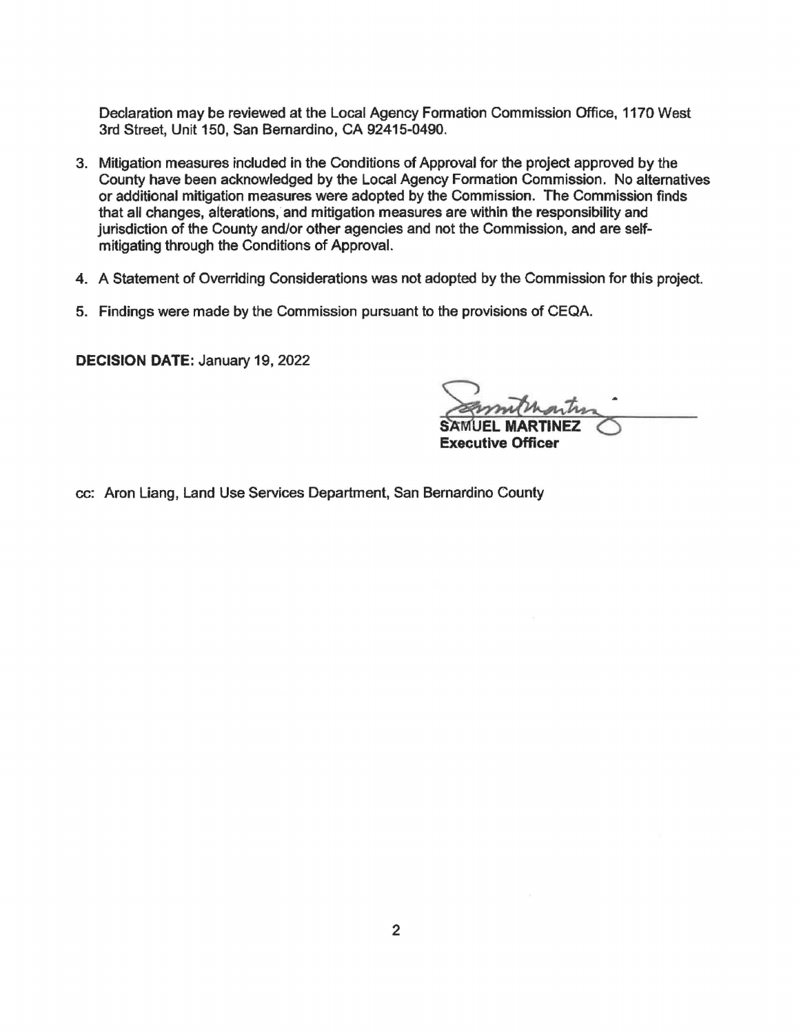Declaration may be reviewed at the Local Agency Formation Commission Office, 1170 West 3rd Street, Unit 150, San Bernardino, CA 92415-0490.

3. Mitigation measures included in the Conditions of Approval for the project approved by the County have been acknowledged by the Local Agency Formation Commission. No alternatives or additional mitigation measures were adopted by the Commission. The Commission finds that all changes, alterations, and mitigation measures are within the responsibility and jurisdiction of the County and/or other agencies and not the Commission, and are self-mitigating through the Conditions of Approval.

4. A Statement of Overriding Considerations was not adopted by the Commission for this project.

5. Findings were made by the Commission pursuant to the provisions of CEQA.

**DECISION DATE:** January 19, 2022

**SAMUEL MARTINEZ**
**Executive Officer**

cc: Aron Liang, Land Use Services Department, San Bernardino County